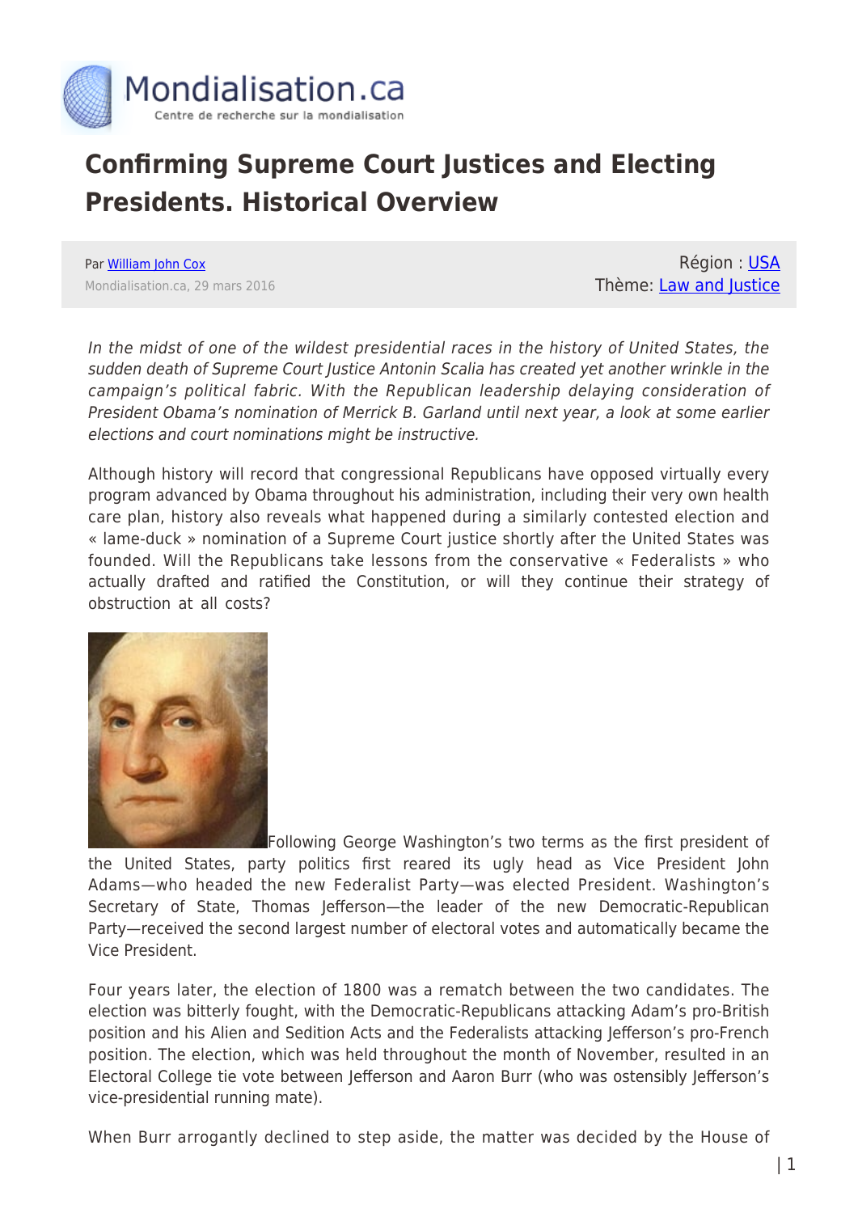# Confirming Supreme Court Justices and Electing Presidents. Historical Overview

Par William John Cox
Mondialisation.ca, 29 mars 2016

Région : USA
Thème: Law and Justice

*In the midst of one of the wildest presidential races in the history of United States, the sudden death of Supreme Court Justice Antonin Scalia has created yet another wrinkle in the campaign's political fabric. With the Republican leadership delaying consideration of President Obama's nomination of Merrick B. Garland until next year, a look at some earlier elections and court nominations might be instructive.*

Although history will record that congressional Republicans have opposed virtually every program advanced by Obama throughout his administration, including their very own health care plan, history also reveals what happened during a similarly contested election and « lame-duck » nomination of a Supreme Court justice shortly after the United States was founded. Will the Republicans take lessons from the conservative « Federalists » who actually drafted and ratified the Constitution, or will they continue their strategy of obstruction at all costs?

Following George Washington's two terms as the first president of the United States, party politics first reared its ugly head as Vice President John Adams—who headed the new Federalist Party—was elected President. Washington's Secretary of State, Thomas Jefferson—the leader of the new Democratic-Republican Party—received the second largest number of electoral votes and automatically became the Vice President.

Four years later, the election of 1800 was a rematch between the two candidates. The election was bitterly fought, with the Democratic-Republicans attacking Adam's pro-British position and his Alien and Sedition Acts and the Federalists attacking Jefferson's pro-French position. The election, which was held throughout the month of November, resulted in an Electoral College tie vote between Jefferson and Aaron Burr (who was ostensibly Jefferson's vice-presidential running mate).

When Burr arrogantly declined to step aside, the matter was decided by the House of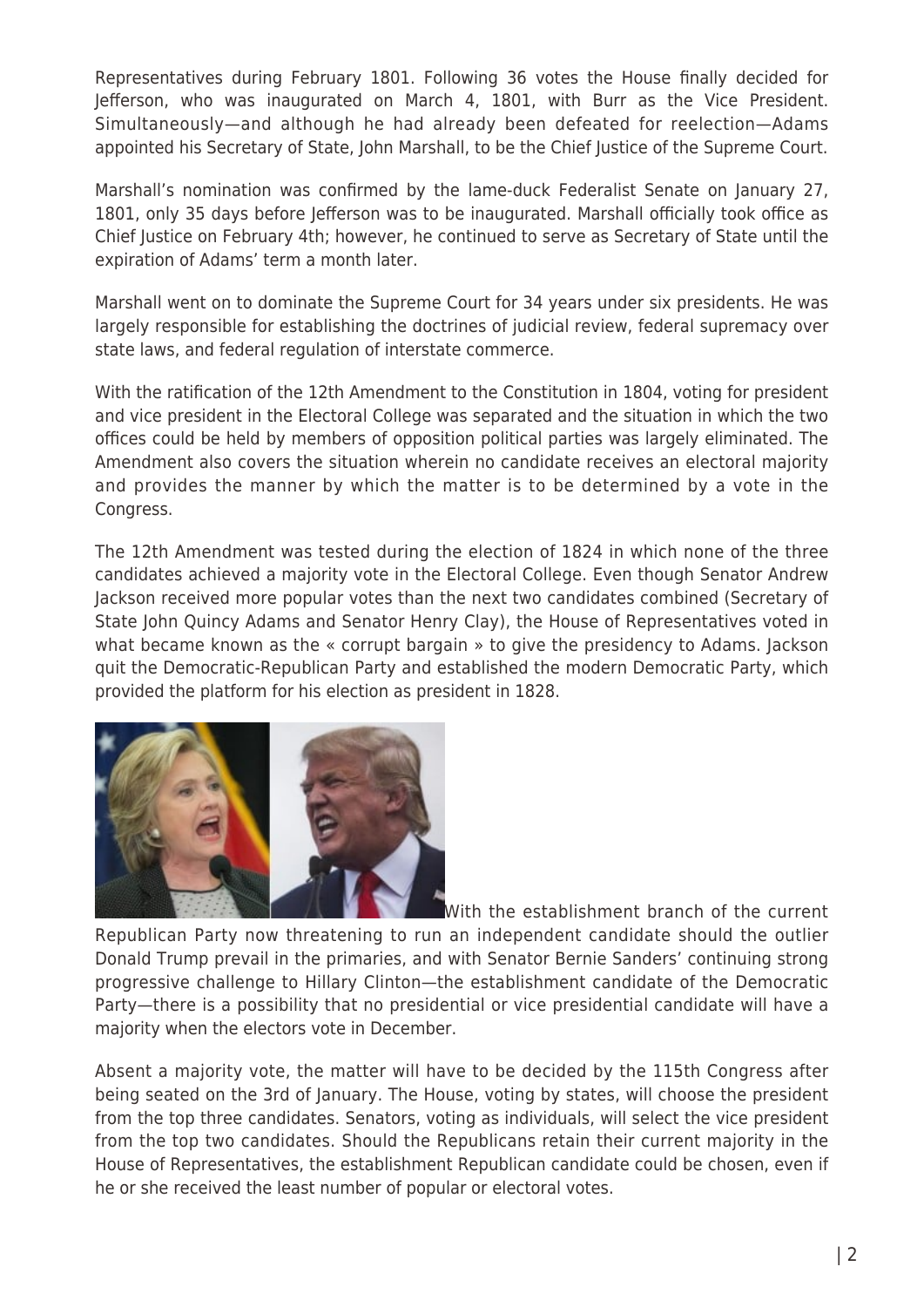Representatives during February 1801. Following 36 votes the House finally decided for Jefferson, who was inaugurated on March 4, 1801, with Burr as the Vice President. Simultaneously—and although he had already been defeated for reelection—Adams appointed his Secretary of State, John Marshall, to be the Chief Justice of the Supreme Court.

Marshall's nomination was confirmed by the lame-duck Federalist Senate on January 27, 1801, only 35 days before Jefferson was to be inaugurated. Marshall officially took office as Chief Justice on February 4th; however, he continued to serve as Secretary of State until the expiration of Adams' term a month later.

Marshall went on to dominate the Supreme Court for 34 years under six presidents. He was largely responsible for establishing the doctrines of judicial review, federal supremacy over state laws, and federal regulation of interstate commerce.

With the ratification of the 12th Amendment to the Constitution in 1804, voting for president and vice president in the Electoral College was separated and the situation in which the two offices could be held by members of opposition political parties was largely eliminated. The Amendment also covers the situation wherein no candidate receives an electoral majority and provides the manner by which the matter is to be determined by a vote in the Congress.

The 12th Amendment was tested during the election of 1824 in which none of the three candidates achieved a majority vote in the Electoral College. Even though Senator Andrew Jackson received more popular votes than the next two candidates combined (Secretary of State John Quincy Adams and Senator Henry Clay), the House of Representatives voted in what became known as the « corrupt bargain » to give the presidency to Adams. Jackson quit the Democratic-Republican Party and established the modern Democratic Party, which provided the platform for his election as president in 1828.

With the establishment branch of the current Republican Party now threatening to run an independent candidate should the outlier Donald Trump prevail in the primaries, and with Senator Bernie Sanders' continuing strong progressive challenge to Hillary Clinton—the establishment candidate of the Democratic Party—there is a possibility that no presidential or vice presidential candidate will have a majority when the electors vote in December.

Absent a majority vote, the matter will have to be decided by the 115th Congress after being seated on the 3rd of January. The House, voting by states, will choose the president from the top three candidates. Senators, voting as individuals, will select the vice president from the top two candidates. Should the Republicans retain their current majority in the House of Representatives, the establishment Republican candidate could be chosen, even if he or she received the least number of popular or electoral votes.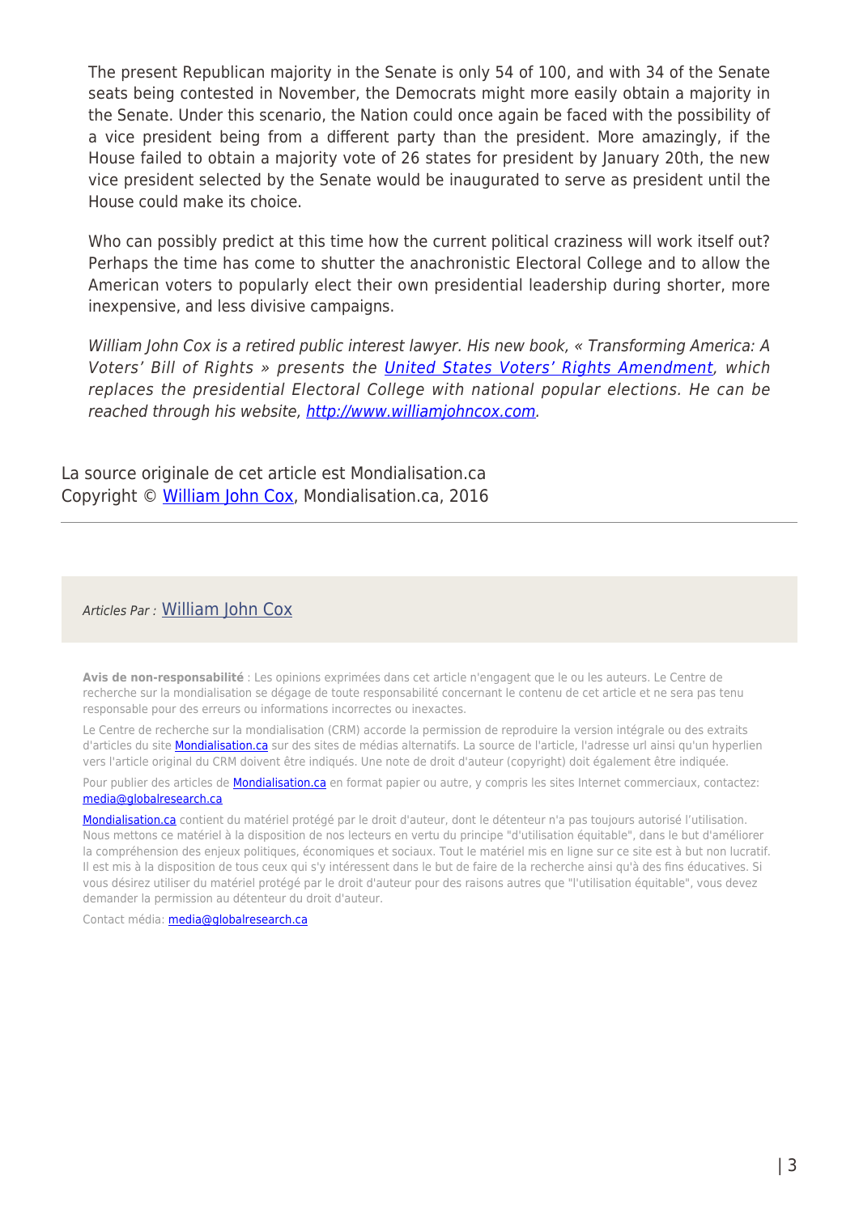The present Republican majority in the Senate is only 54 of 100, and with 34 of the Senate seats being contested in November, the Democrats might more easily obtain a majority in the Senate. Under this scenario, the Nation could once again be faced with the possibility of a vice president being from a different party than the president. More amazingly, if the House failed to obtain a majority vote of 26 states for president by January 20th, the new vice president selected by the Senate would be inaugurated to serve as president until the House could make its choice.

Who can possibly predict at this time how the current political craziness will work itself out? Perhaps the time has come to shutter the anachronistic Electoral College and to allow the American voters to popularly elect their own presidential leadership during shorter, more inexpensive, and less divisive campaigns.

*William John Cox is a retired public interest lawyer. His new book, « Transforming America: A Voters' Bill of Rights » presents the [United States Voters' Rights Amendment](), which replaces the presidential Electoral College with national popular elections. He can be reached through his website, [http://www.williamjohncox.com]().*

La source originale de cet article est Mondialisation.ca
Copyright © [William John Cox](), Mondialisation.ca, 2016

---

*Articles Par :* [William John Cox]()

**Avis de non-responsabilité** : Les opinions exprimées dans cet article n'engagent que le ou les auteurs. Le Centre de recherche sur la mondialisation se dégage de toute responsabilité concernant le contenu de cet article et ne sera pas tenu responsable pour des erreurs ou informations incorrectes ou inexactes.

Le Centre de recherche sur la mondialisation (CRM) accorde la permission de reproduire la version intégrale ou des extraits d'articles du site [Mondialisation.ca]() sur des sites de médias alternatifs. La source de l'article, l'adresse url ainsi qu'un hyperlien vers l'article original du CRM doivent être indiqués. Une note de droit d'auteur (copyright) doit également être indiquée.

Pour publier des articles de [Mondialisation.ca]() en format papier ou autre, y compris les sites Internet commerciaux, contactez: [media@globalresearch.ca]()

[Mondialisation.ca]() contient du matériel protégé par le droit d'auteur, dont le détenteur n'a pas toujours autorisé l'utilisation. Nous mettons ce matériel à la disposition de nos lecteurs en vertu du principe "d'utilisation équitable", dans le but d'améliorer la compréhension des enjeux politiques, économiques et sociaux. Tout le matériel mis en ligne sur ce site est à but non lucratif. Il est mis à la disposition de tous ceux qui s'y intéressent dans le but de faire de la recherche ainsi qu'à des fins éducatives. Si vous désirez utiliser du matériel protégé par le droit d'auteur pour des raisons autres que "l'utilisation équitable", vous devez demander la permission au détenteur du droit d'auteur.

Contact média: [media@globalresearch.ca]()